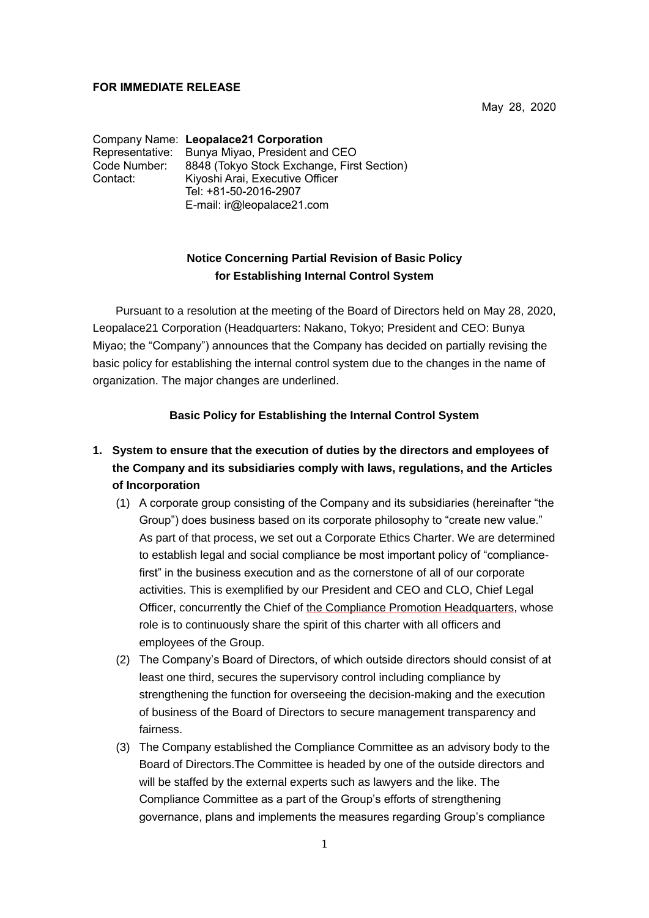**FOR IMMEDIATE RELEASE**

May 28, 2020

Company Name: **Leopalace21 Corporation**
Representative: Bunya Miyao, President and CEO
Code Number: 8848 (Tokyo Stock Exchange, First Section)
Contact: Kiyoshi Arai, Executive Officer
Tel: +81-50-2016-2907
E-mail: ir@leopalace21.com

## Notice Concerning Partial Revision of Basic Policy for Establishing Internal Control System

Pursuant to a resolution at the meeting of the Board of Directors held on May 28, 2020, Leopalace21 Corporation (Headquarters: Nakano, Tokyo; President and CEO: Bunya Miyao; the "Company") announces that the Company has decided on partially revising the basic policy for establishing the internal control system due to the changes in the name of organization. The major changes are underlined.

### Basic Policy for Establishing the Internal Control System

**1. System to ensure that the execution of duties by the directors and employees of the Company and its subsidiaries comply with laws, regulations, and the Articles of Incorporation**

(1) A corporate group consisting of the Company and its subsidiaries (hereinafter "the Group") does business based on its corporate philosophy to "create new value." As part of that process, we set out a Corporate Ethics Charter. We are determined to establish legal and social compliance be most important policy of "compliance-first" in the business execution and as the cornerstone of all of our corporate activities. This is exemplified by our President and CEO and CLO, Chief Legal Officer, concurrently the Chief of <u>the Compliance Promotion Headquarters</u>, whose role is to continuously share the spirit of this charter with all officers and employees of the Group.

(2) The Company's Board of Directors, of which outside directors should consist of at least one third, secures the supervisory control including compliance by strengthening the function for overseeing the decision-making and the execution of business of the Board of Directors to secure management transparency and fairness.

(3) The Company established the Compliance Committee as an advisory body to the Board of Directors.The Committee is headed by one of the outside directors and will be staffed by the external experts such as lawyers and the like. The Compliance Committee as a part of the Group's efforts of strengthening governance, plans and implements the measures regarding Group's compliance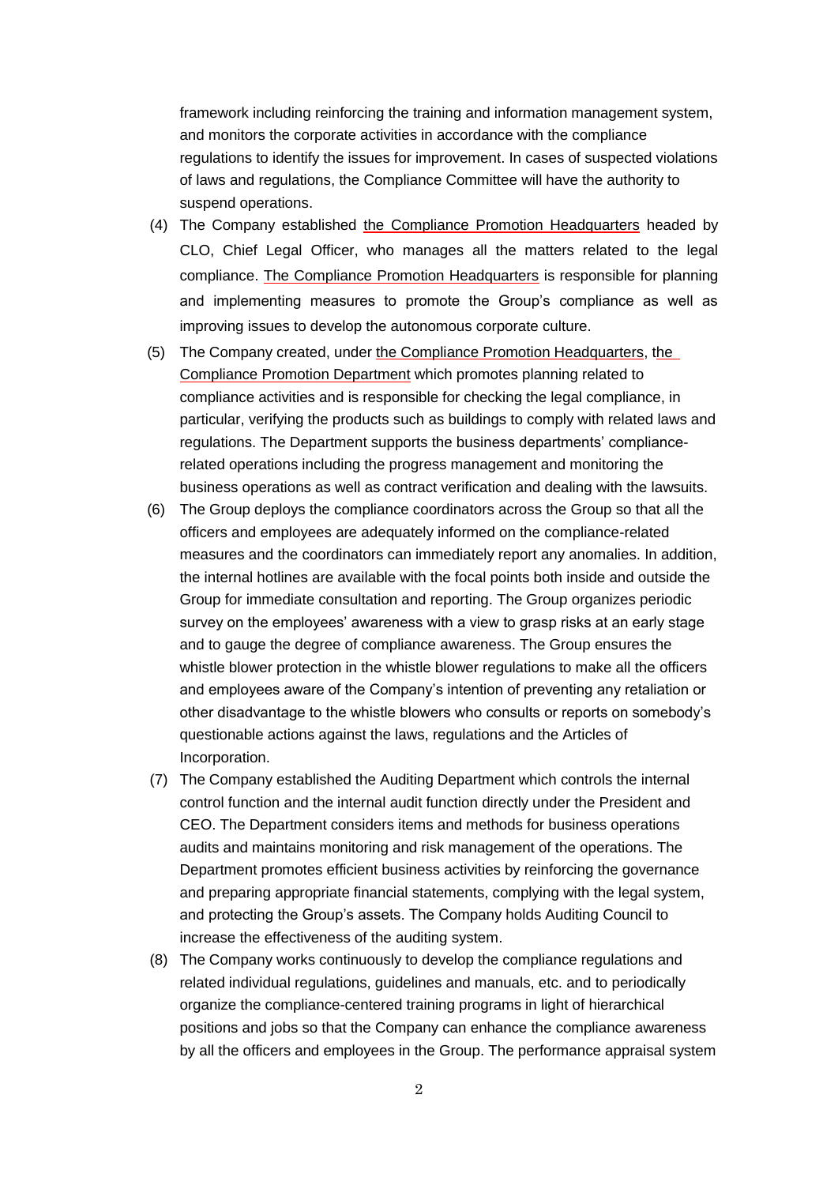framework including reinforcing the training and information management system, and monitors the corporate activities in accordance with the compliance regulations to identify the issues for improvement. In cases of suspected violations of laws and regulations, the Compliance Committee will have the authority to suspend operations.

(4) The Company established the Compliance Promotion Headquarters headed by CLO, Chief Legal Officer, who manages all the matters related to the legal compliance. The Compliance Promotion Headquarters is responsible for planning and implementing measures to promote the Group's compliance as well as improving issues to develop the autonomous corporate culture.

(5) The Company created, under the Compliance Promotion Headquarters, the Compliance Promotion Department which promotes planning related to compliance activities and is responsible for checking the legal compliance, in particular, verifying the products such as buildings to comply with related laws and regulations. The Department supports the business departments' compliance-related operations including the progress management and monitoring the business operations as well as contract verification and dealing with the lawsuits.

(6) The Group deploys the compliance coordinators across the Group so that all the officers and employees are adequately informed on the compliance-related measures and the coordinators can immediately report any anomalies. In addition, the internal hotlines are available with the focal points both inside and outside the Group for immediate consultation and reporting. The Group organizes periodic survey on the employees' awareness with a view to grasp risks at an early stage and to gauge the degree of compliance awareness. The Group ensures the whistle blower protection in the whistle blower regulations to make all the officers and employees aware of the Company's intention of preventing any retaliation or other disadvantage to the whistle blowers who consults or reports on somebody's questionable actions against the laws, regulations and the Articles of Incorporation.

(7) The Company established the Auditing Department which controls the internal control function and the internal audit function directly under the President and CEO. The Department considers items and methods for business operations audits and maintains monitoring and risk management of the operations. The Department promotes efficient business activities by reinforcing the governance and preparing appropriate financial statements, complying with the legal system, and protecting the Group's assets. The Company holds Auditing Council to increase the effectiveness of the auditing system.

(8) The Company works continuously to develop the compliance regulations and related individual regulations, guidelines and manuals, etc. and to periodically organize the compliance-centered training programs in light of hierarchical positions and jobs so that the Company can enhance the compliance awareness by all the officers and employees in the Group. The performance appraisal system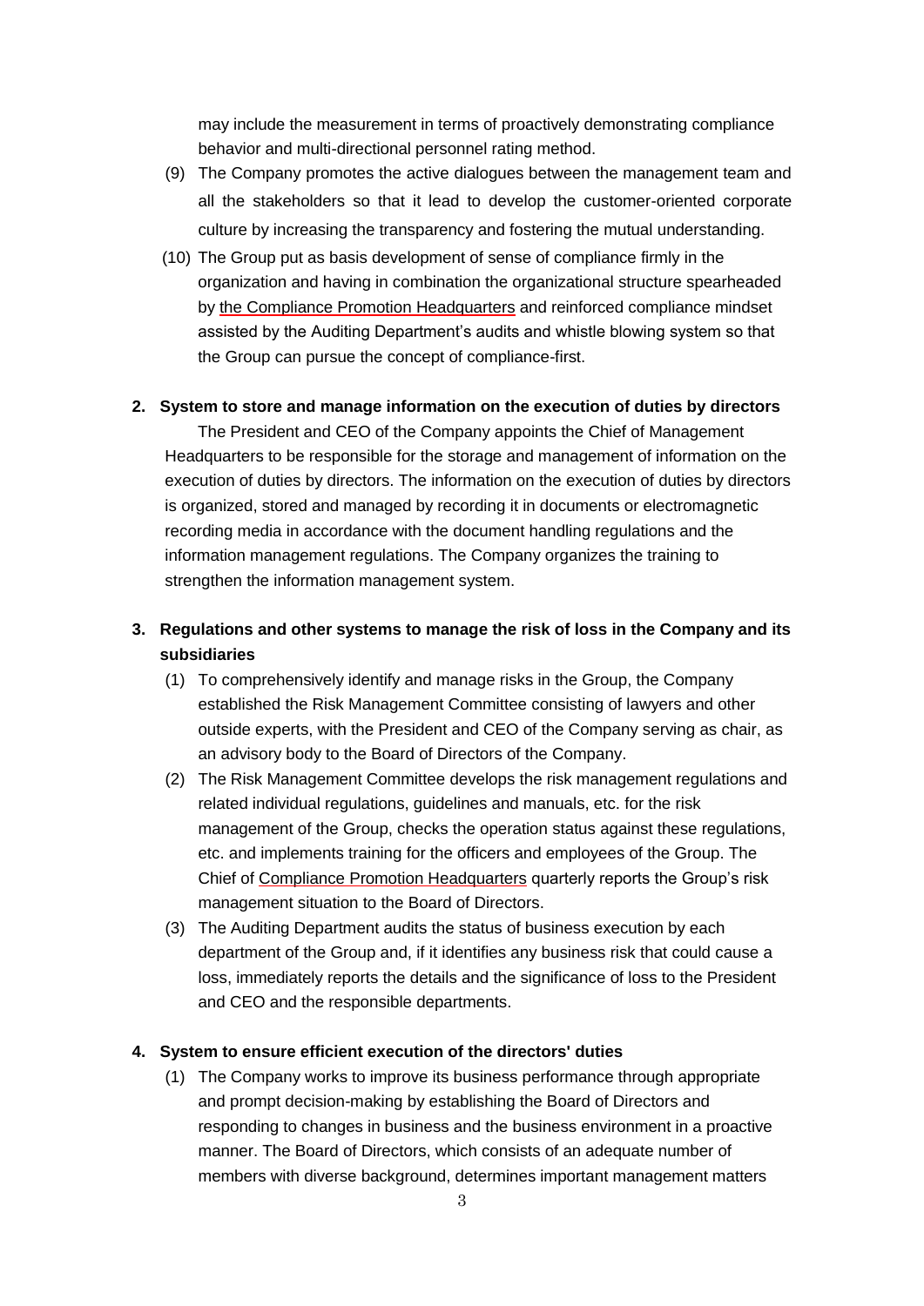may include the measurement in terms of proactively demonstrating compliance behavior and multi-directional personnel rating method.

(9) The Company promotes the active dialogues between the management team and all the stakeholders so that it lead to develop the customer-oriented corporate culture by increasing the transparency and fostering the mutual understanding.

(10) The Group put as basis development of sense of compliance firmly in the organization and having in combination the organizational structure spearheaded by the Compliance Promotion Headquarters and reinforced compliance mindset assisted by the Auditing Department's audits and whistle blowing system so that the Group can pursue the concept of compliance-first.

## 2. System to store and manage information on the execution of duties by directors

The President and CEO of the Company appoints the Chief of Management Headquarters to be responsible for the storage and management of information on the execution of duties by directors. The information on the execution of duties by directors is organized, stored and managed by recording it in documents or electromagnetic recording media in accordance with the document handling regulations and the information management regulations. The Company organizes the training to strengthen the information management system.

## 3. Regulations and other systems to manage the risk of loss in the Company and its subsidiaries

(1) To comprehensively identify and manage risks in the Group, the Company established the Risk Management Committee consisting of lawyers and other outside experts, with the President and CEO of the Company serving as chair, as an advisory body to the Board of Directors of the Company.

(2) The Risk Management Committee develops the risk management regulations and related individual regulations, guidelines and manuals, etc. for the risk management of the Group, checks the operation status against these regulations, etc. and implements training for the officers and employees of the Group. The Chief of Compliance Promotion Headquarters quarterly reports the Group's risk management situation to the Board of Directors.

(3) The Auditing Department audits the status of business execution by each department of the Group and, if it identifies any business risk that could cause a loss, immediately reports the details and the significance of loss to the President and CEO and the responsible departments.

## 4. System to ensure efficient execution of the directors' duties

(1) The Company works to improve its business performance through appropriate and prompt decision-making by establishing the Board of Directors and responding to changes in business and the business environment in a proactive manner. The Board of Directors, which consists of an adequate number of members with diverse background, determines important management matters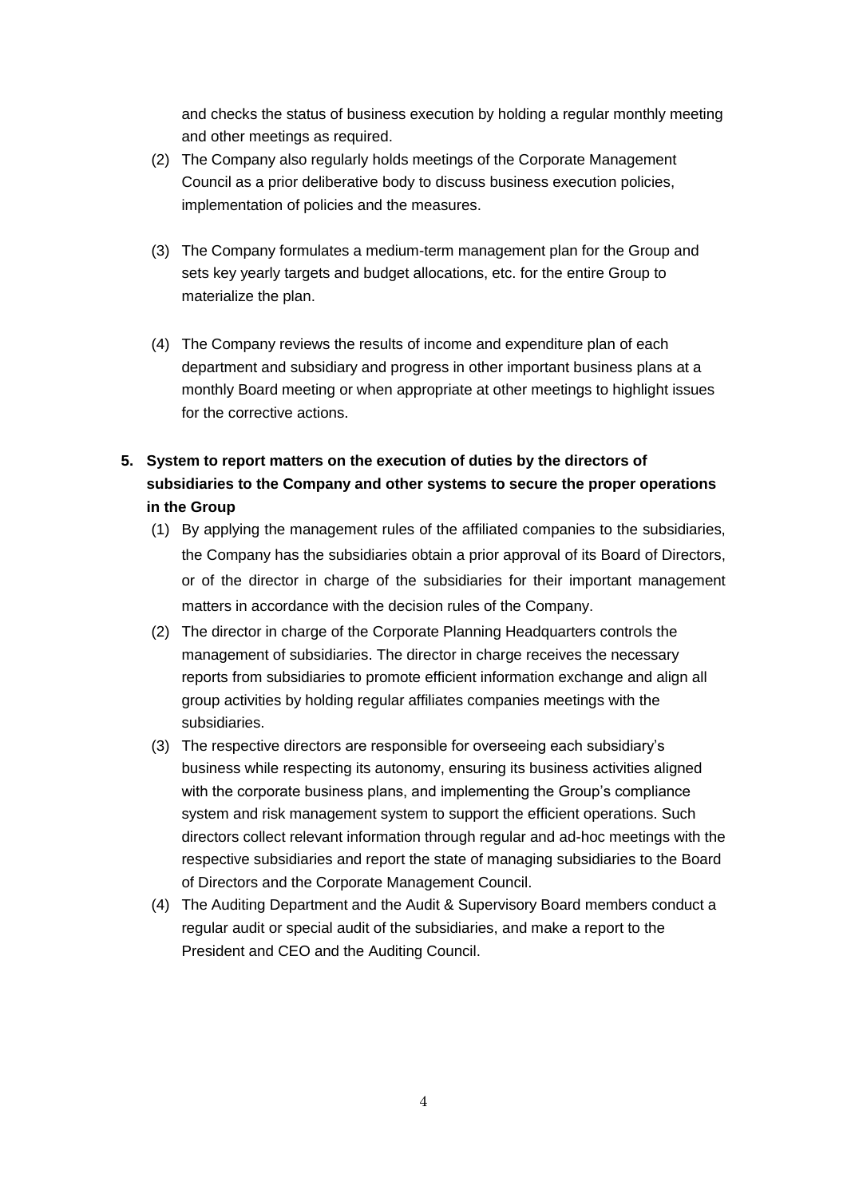and checks the status of business execution by holding a regular monthly meeting and other meetings as required.

(2) The Company also regularly holds meetings of the Corporate Management Council as a prior deliberative body to discuss business execution policies, implementation of policies and the measures.

(3) The Company formulates a medium-term management plan for the Group and sets key yearly targets and budget allocations, etc. for the entire Group to materialize the plan.

(4) The Company reviews the results of income and expenditure plan of each department and subsidiary and progress in other important business plans at a monthly Board meeting or when appropriate at other meetings to highlight issues for the corrective actions.

**5. System to report matters on the execution of duties by the directors of subsidiaries to the Company and other systems to secure the proper operations in the Group**

(1) By applying the management rules of the affiliated companies to the subsidiaries, the Company has the subsidiaries obtain a prior approval of its Board of Directors, or of the director in charge of the subsidiaries for their important management matters in accordance with the decision rules of the Company.

(2) The director in charge of the Corporate Planning Headquarters controls the management of subsidiaries. The director in charge receives the necessary reports from subsidiaries to promote efficient information exchange and align all group activities by holding regular affiliates companies meetings with the subsidiaries.

(3) The respective directors are responsible for overseeing each subsidiary's business while respecting its autonomy, ensuring its business activities aligned with the corporate business plans, and implementing the Group's compliance system and risk management system to support the efficient operations. Such directors collect relevant information through regular and ad-hoc meetings with the respective subsidiaries and report the state of managing subsidiaries to the Board of Directors and the Corporate Management Council.

(4) The Auditing Department and the Audit & Supervisory Board members conduct a regular audit or special audit of the subsidiaries, and make a report to the President and CEO and the Auditing Council.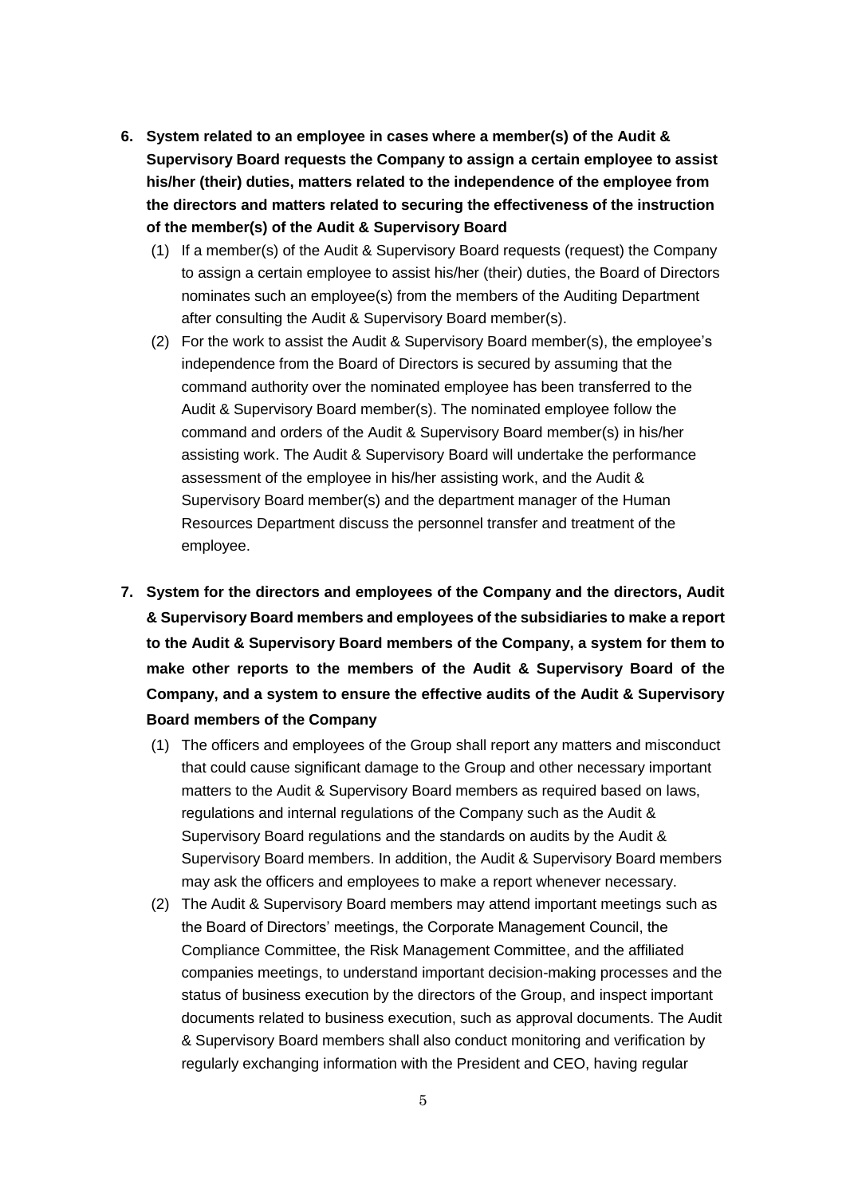6. **System related to an employee in cases where a member(s) of the Audit & Supervisory Board requests the Company to assign a certain employee to assist his/her (their) duties, matters related to the independence of the employee from the directors and matters related to securing the effectiveness of the instruction of the member(s) of the Audit & Supervisory Board**

   (1) If a member(s) of the Audit & Supervisory Board requests (request) the Company to assign a certain employee to assist his/her (their) duties, the Board of Directors nominates such an employee(s) from the members of the Auditing Department after consulting the Audit & Supervisory Board member(s).

   (2) For the work to assist the Audit & Supervisory Board member(s), the employee's independence from the Board of Directors is secured by assuming that the command authority over the nominated employee has been transferred to the Audit & Supervisory Board member(s). The nominated employee follow the command and orders of the Audit & Supervisory Board member(s) in his/her assisting work. The Audit & Supervisory Board will undertake the performance assessment of the employee in his/her assisting work, and the Audit & Supervisory Board member(s) and the department manager of the Human Resources Department discuss the personnel transfer and treatment of the employee.

7. **System for the directors and employees of the Company and the directors, Audit & Supervisory Board members and employees of the subsidiaries to make a report to the Audit & Supervisory Board members of the Company, a system for them to make other reports to the members of the Audit & Supervisory Board of the Company, and a system to ensure the effective audits of the Audit & Supervisory Board members of the Company**

   (1) The officers and employees of the Group shall report any matters and misconduct that could cause significant damage to the Group and other necessary important matters to the Audit & Supervisory Board members as required based on laws, regulations and internal regulations of the Company such as the Audit & Supervisory Board regulations and the standards on audits by the Audit & Supervisory Board members. In addition, the Audit & Supervisory Board members may ask the officers and employees to make a report whenever necessary.

   (2) The Audit & Supervisory Board members may attend important meetings such as the Board of Directors' meetings, the Corporate Management Council, the Compliance Committee, the Risk Management Committee, and the affiliated companies meetings, to understand important decision-making processes and the status of business execution by the directors of the Group, and inspect important documents related to business execution, such as approval documents. The Audit & Supervisory Board members shall also conduct monitoring and verification by regularly exchanging information with the President and CEO, having regular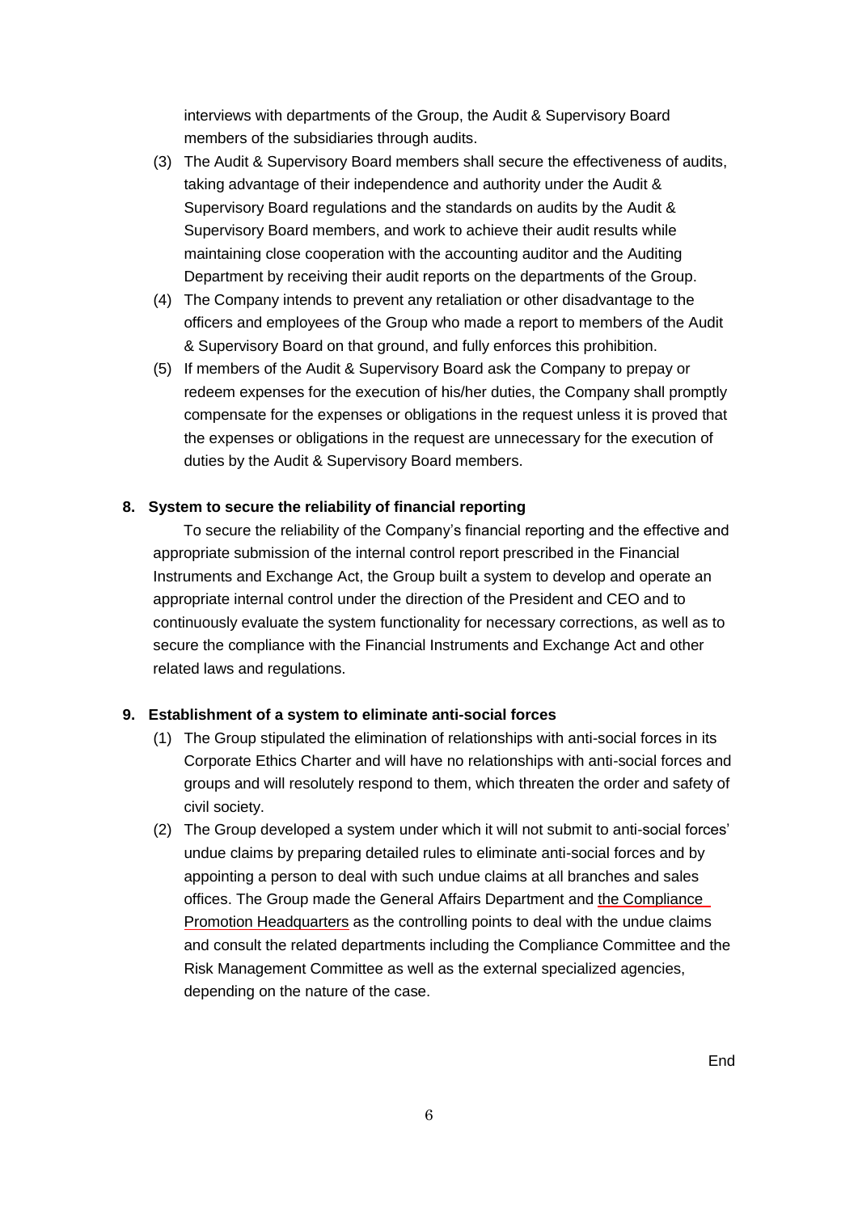interviews with departments of the Group, the Audit & Supervisory Board members of the subsidiaries through audits.

(3) The Audit & Supervisory Board members shall secure the effectiveness of audits, taking advantage of their independence and authority under the Audit & Supervisory Board regulations and the standards on audits by the Audit & Supervisory Board members, and work to achieve their audit results while maintaining close cooperation with the accounting auditor and the Auditing Department by receiving their audit reports on the departments of the Group.

(4) The Company intends to prevent any retaliation or other disadvantage to the officers and employees of the Group who made a report to members of the Audit & Supervisory Board on that ground, and fully enforces this prohibition.

(5) If members of the Audit & Supervisory Board ask the Company to prepay or redeem expenses for the execution of his/her duties, the Company shall promptly compensate for the expenses or obligations in the request unless it is proved that the expenses or obligations in the request are unnecessary for the execution of duties by the Audit & Supervisory Board members.

**8. System to secure the reliability of financial reporting**

To secure the reliability of the Company's financial reporting and the effective and appropriate submission of the internal control report prescribed in the Financial Instruments and Exchange Act, the Group built a system to develop and operate an appropriate internal control under the direction of the President and CEO and to continuously evaluate the system functionality for necessary corrections, as well as to secure the compliance with the Financial Instruments and Exchange Act and other related laws and regulations.

**9. Establishment of a system to eliminate anti-social forces**

(1) The Group stipulated the elimination of relationships with anti-social forces in its Corporate Ethics Charter and will have no relationships with anti-social forces and groups and will resolutely respond to them, which threaten the order and safety of civil society.

(2) The Group developed a system under which it will not submit to anti-social forces' undue claims by preparing detailed rules to eliminate anti-social forces and by appointing a person to deal with such undue claims at all branches and sales offices. The Group made the General Affairs Department and the Compliance Promotion Headquarters as the controlling points to deal with the undue claims and consult the related departments including the Compliance Committee and the Risk Management Committee as well as the external specialized agencies, depending on the nature of the case.

End